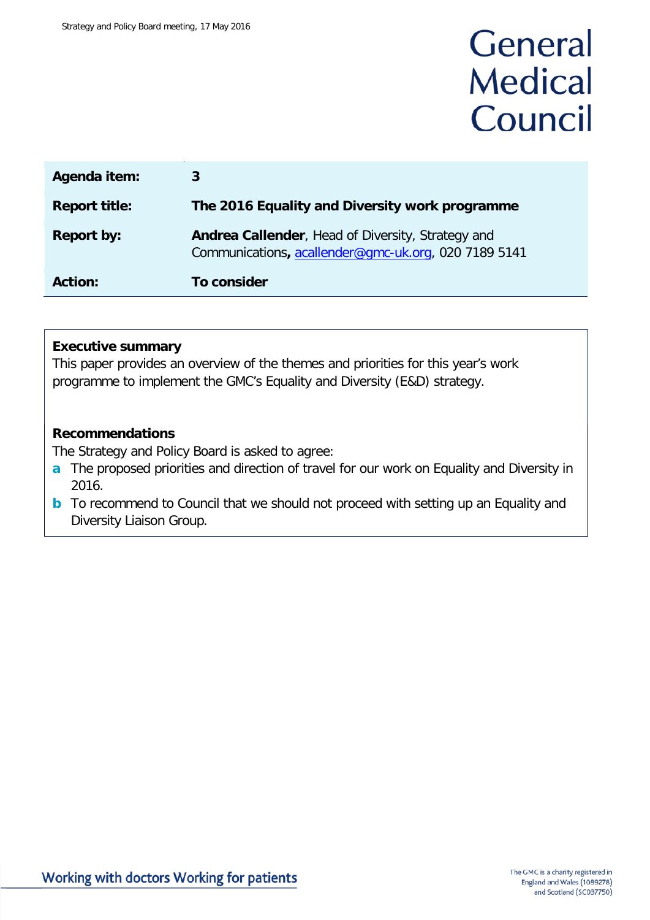# General Medical Council

| Agenda item: | 3 |
|---|---|
| **Report title:** | **The 2016 Equality and Diversity work programme** |
| **Report by:** | **Andrea Callender**, Head of Diversity, Strategy and Communications**,** acallender@gmc-uk.org, 020 7189 5141 |
| **Action:** | **To consider** |

**Executive summary**

This paper provides an overview of the themes and priorities for this year's work programme to implement the GMC's Equality and Diversity (E&D) strategy.

**Recommendations**

The Strategy and Policy Board is asked to agree:

- **a** The proposed priorities and direction of travel for our work on Equality and Diversity in 2016.
- **b** To recommend to Council that we should not proceed with setting up an Equality and Diversity Liaison Group.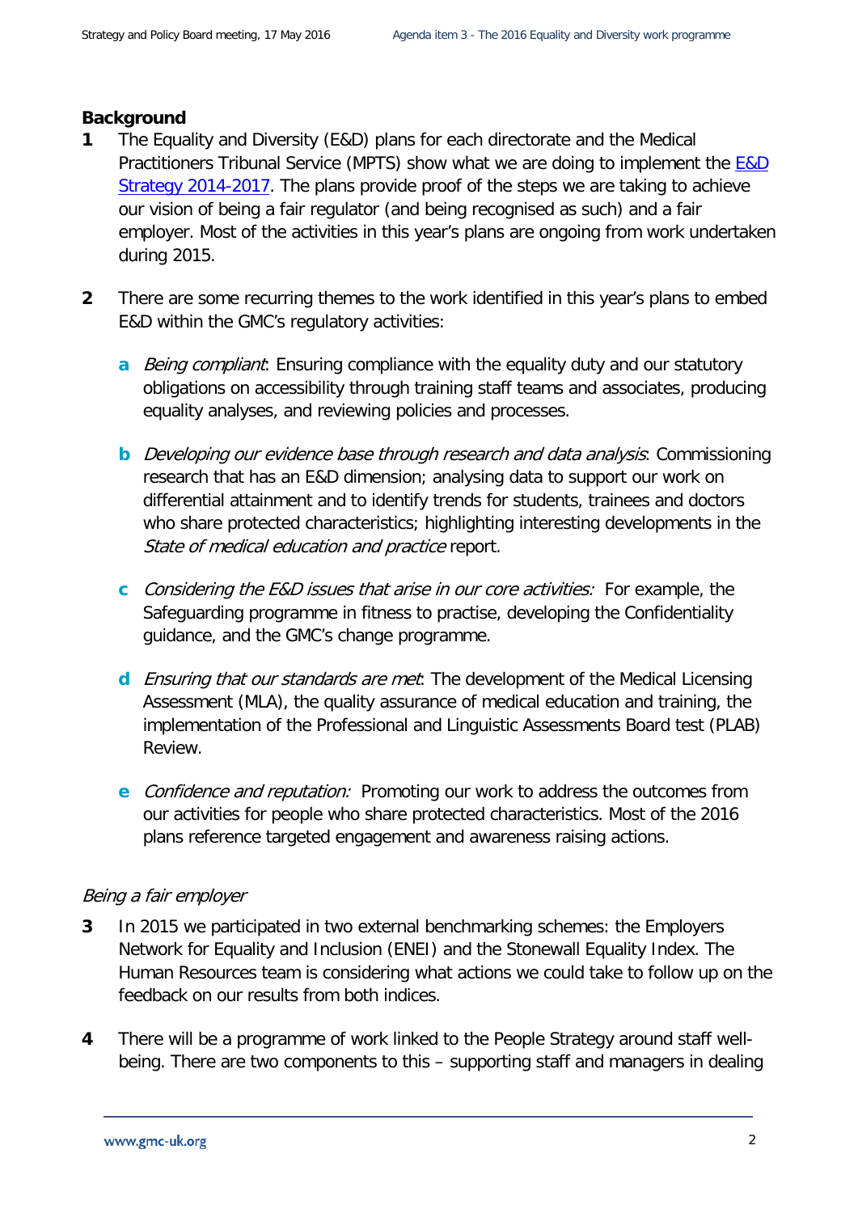## Background

1. The Equality and Diversity (E&D) plans for each directorate and the Medical Practitioners Tribunal Service (MPTS) show what we are doing to implement the [E&D Strategy 2014-2017](). The plans provide proof of the steps we are taking to achieve our vision of being a fair regulator (and being recognised as such) and a fair employer. Most of the activities in this year's plans are ongoing from work undertaken during 2015.

2. There are some recurring themes to the work identified in this year's plans to embed E&D within the GMC's regulatory activities:

   a. *Being compliant*: Ensuring compliance with the equality duty and our statutory obligations on accessibility through training staff teams and associates, producing equality analyses, and reviewing policies and processes.

   b. *Developing our evidence base through research and data analysis*: Commissioning research that has an E&D dimension; analysing data to support our work on differential attainment and to identify trends for students, trainees and doctors who share protected characteristics; highlighting interesting developments in the *State of medical education and practice* report.

   c. *Considering the E&D issues that arise in our core activities:* For example, the Safeguarding programme in fitness to practise, developing the Confidentiality guidance, and the GMC's change programme.

   d. *Ensuring that our standards are met*: The development of the Medical Licensing Assessment (MLA), the quality assurance of medical education and training, the implementation of the Professional and Linguistic Assessments Board test (PLAB) Review.

   e. *Confidence and reputation:* Promoting our work to address the outcomes from our activities for people who share protected characteristics. Most of the 2016 plans reference targeted engagement and awareness raising actions.

*Being a fair employer*

3. In 2015 we participated in two external benchmarking schemes: the Employers Network for Equality and Inclusion (ENEI) and the Stonewall Equality Index. The Human Resources team is considering what actions we could take to follow up on the feedback on our results from both indices.

4. There will be a programme of work linked to the People Strategy around staff well-being. There are two components to this – supporting staff and managers in dealing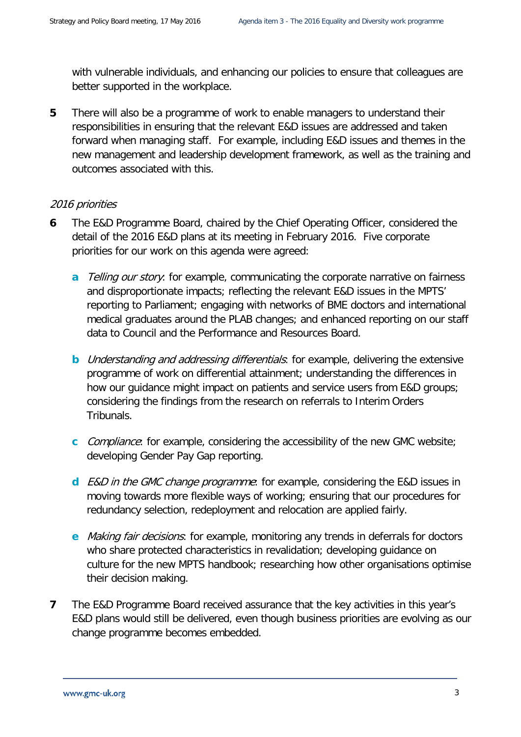with vulnerable individuals, and enhancing our policies to ensure that colleagues are better supported in the workplace.

**5** There will also be a programme of work to enable managers to understand their responsibilities in ensuring that the relevant E&D issues are addressed and taken forward when managing staff. For example, including E&D issues and themes in the new management and leadership development framework, as well as the training and outcomes associated with this.

*2016 priorities*

**6** The E&D Programme Board, chaired by the Chief Operating Officer, considered the detail of the 2016 E&D plans at its meeting in February 2016. Five corporate priorities for our work on this agenda were agreed:

- **a** *Telling our story*: for example, communicating the corporate narrative on fairness and disproportionate impacts; reflecting the relevant E&D issues in the MPTS' reporting to Parliament; engaging with networks of BME doctors and international medical graduates around the PLAB changes; and enhanced reporting on our staff data to Council and the Performance and Resources Board.

- **b** *Understanding and addressing differentials*: for example, delivering the extensive programme of work on differential attainment; understanding the differences in how our guidance might impact on patients and service users from E&D groups; considering the findings from the research on referrals to Interim Orders Tribunals.

- **c** *Compliance*: for example, considering the accessibility of the new GMC website; developing Gender Pay Gap reporting.

- **d** *E&D in the GMC change programme*: for example, considering the E&D issues in moving towards more flexible ways of working; ensuring that our procedures for redundancy selection, redeployment and relocation are applied fairly.

- **e** *Making fair decisions*: for example, monitoring any trends in deferrals for doctors who share protected characteristics in revalidation; developing guidance on culture for the new MPTS handbook; researching how other organisations optimise their decision making.

**7** The E&D Programme Board received assurance that the key activities in this year's E&D plans would still be delivered, even though business priorities are evolving as our change programme becomes embedded.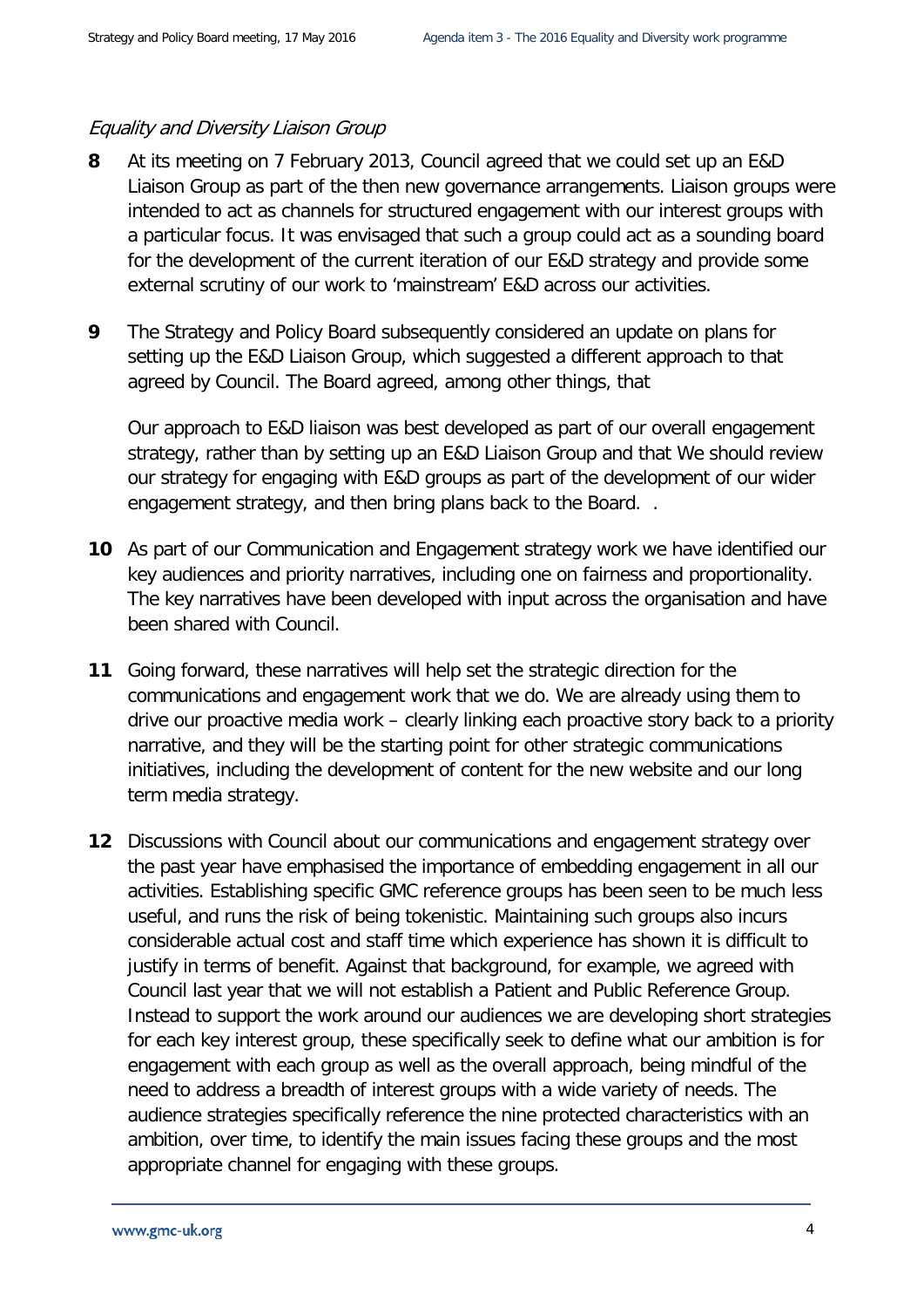*Equality and Diversity Liaison Group*

**8** At its meeting on 7 February 2013, Council agreed that we could set up an E&D Liaison Group as part of the then new governance arrangements. Liaison groups were intended to act as channels for structured engagement with our interest groups with a particular focus. It was envisaged that such a group could act as a sounding board for the development of the current iteration of our E&D strategy and provide some external scrutiny of our work to 'mainstream' E&D across our activities.

**9** The Strategy and Policy Board subsequently considered an update on plans for setting up the E&D Liaison Group, which suggested a different approach to that agreed by Council. The Board agreed, among other things, that

Our approach to E&D liaison was best developed as part of our overall engagement strategy, rather than by setting up an E&D Liaison Group and that We should review our strategy for engaging with E&D groups as part of the development of our wider engagement strategy, and then bring plans back to the Board. .

**10** As part of our Communication and Engagement strategy work we have identified our key audiences and priority narratives, including one on fairness and proportionality. The key narratives have been developed with input across the organisation and have been shared with Council.

**11** Going forward, these narratives will help set the strategic direction for the communications and engagement work that we do. We are already using them to drive our proactive media work – clearly linking each proactive story back to a priority narrative, and they will be the starting point for other strategic communications initiatives, including the development of content for the new website and our long term media strategy.

**12** Discussions with Council about our communications and engagement strategy over the past year have emphasised the importance of embedding engagement in all our activities. Establishing specific GMC reference groups has been seen to be much less useful, and runs the risk of being tokenistic. Maintaining such groups also incurs considerable actual cost and staff time which experience has shown it is difficult to justify in terms of benefit. Against that background, for example, we agreed with Council last year that we will not establish a Patient and Public Reference Group. Instead to support the work around our audiences we are developing short strategies for each key interest group, these specifically seek to define what our ambition is for engagement with each group as well as the overall approach, being mindful of the need to address a breadth of interest groups with a wide variety of needs. The audience strategies specifically reference the nine protected characteristics with an ambition, over time, to identify the main issues facing these groups and the most appropriate channel for engaging with these groups.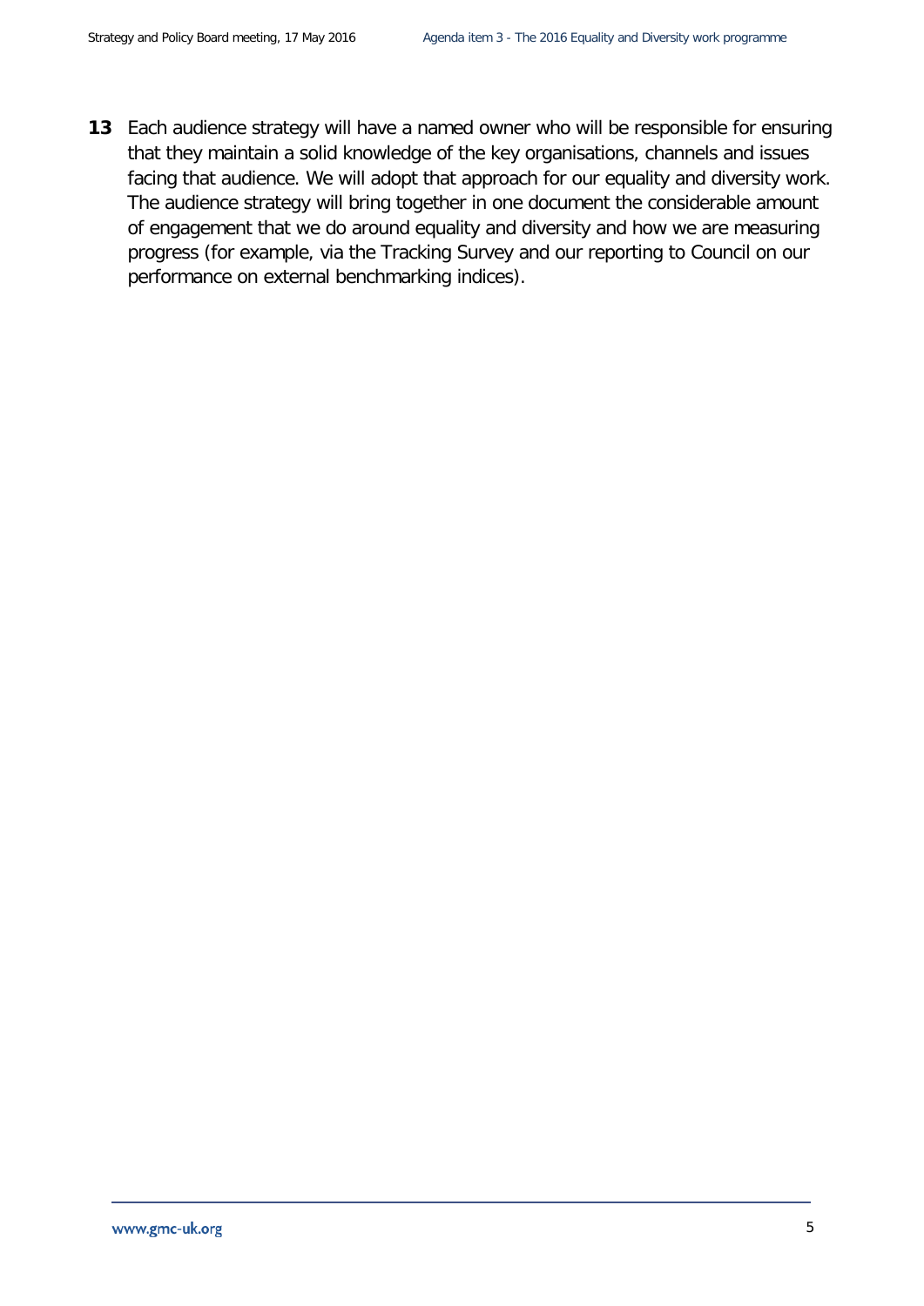**13** Each audience strategy will have a named owner who will be responsible for ensuring that they maintain a solid knowledge of the key organisations, channels and issues facing that audience. We will adopt that approach for our equality and diversity work. The audience strategy will bring together in one document the considerable amount of engagement that we do around equality and diversity and how we are measuring progress (for example, via the Tracking Survey and our reporting to Council on our performance on external benchmarking indices).